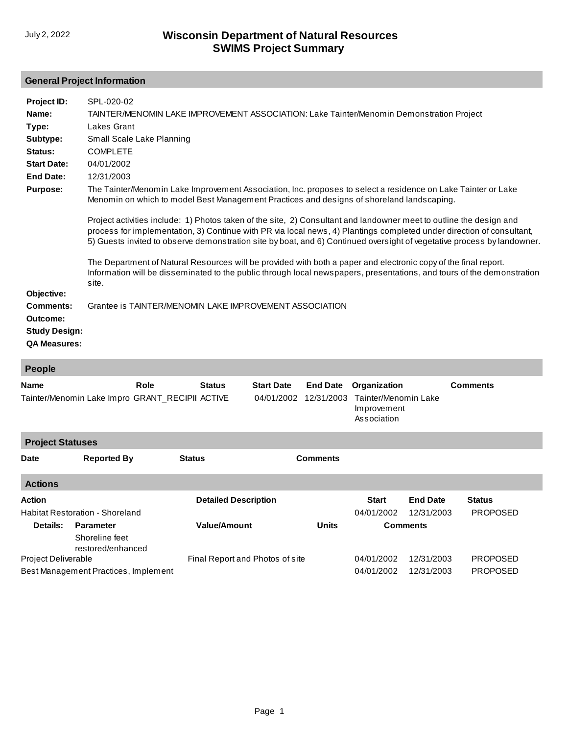# Wisconsin Department of Natural Resources
## SWIMS Project Summary

July 2, 2022

### General Project Information

**Project ID:** SPL-020-02

**Name:** TAINTER/MENOMIN LAKE IMPROVEMENT ASSOCIATION: Lake Tainter/Menomin Demonstration Project

**Type:** Lakes Grant

**Subtype:** Small Scale Lake Planning

**Status:** COMPLETE

**Start Date:** 04/01/2002

**End Date:** 12/31/2003

**Purpose:** The Tainter/Menomin Lake Improvement Association, Inc. proposes to select a residence on Lake Tainter or Lake Menomin on which to model Best Management Practices and designs of shoreland landscaping.

Project activities include: 1) Photos taken of the site, 2) Consultant and landowner meet to outline the design and process for implementation, 3) Continue with PR via local news, 4) Plantings completed under direction of consultant, 5) Guests invited to observe demonstration site by boat, and 6) Continued oversight of vegetative process by landowner.

The Department of Natural Resources will be provided with both a paper and electronic copy of the final report. Information will be disseminated to the public through local newspapers, presentations, and tours of the demonstration site.

**Objective:**

**Comments:** Grantee is TAINTER/MENOMIN LAKE IMPROVEMENT ASSOCIATION

**Outcome:**

**Study Design:**

**QA Measures:**

### People

| Name | Role | Status | Start Date | End Date | Organization | Comments |
|---|---|---|---|---|---|---|
| Tainter/Menomin Lake Impro | GRANT_RECIPII | ACTIVE | 04/01/2002 | 12/31/2003 | Tainter/Menomin Lake Improvement Association | |

### Project Statuses

| Date | Reported By | Status | Comments |
|---|---|---|---|

### Actions

| Action | Detailed Description | | Start | End Date | Status |
|---|---|---|---|---|---|
| Habitat Restoration - Shoreland | | | 04/01/2002 | 12/31/2003 | PROPOSED |
| **Details:** **Parameter** | **Value/Amount** | **Units** | **Comments** | | |
| Shoreline feet restored/enhanced | | | | | |
| Project Deliverable | Final Report and Photos of site | | 04/01/2002 | 12/31/2003 | PROPOSED |
| Best Management Practices, Implement | | | 04/01/2002 | 12/31/2003 | PROPOSED |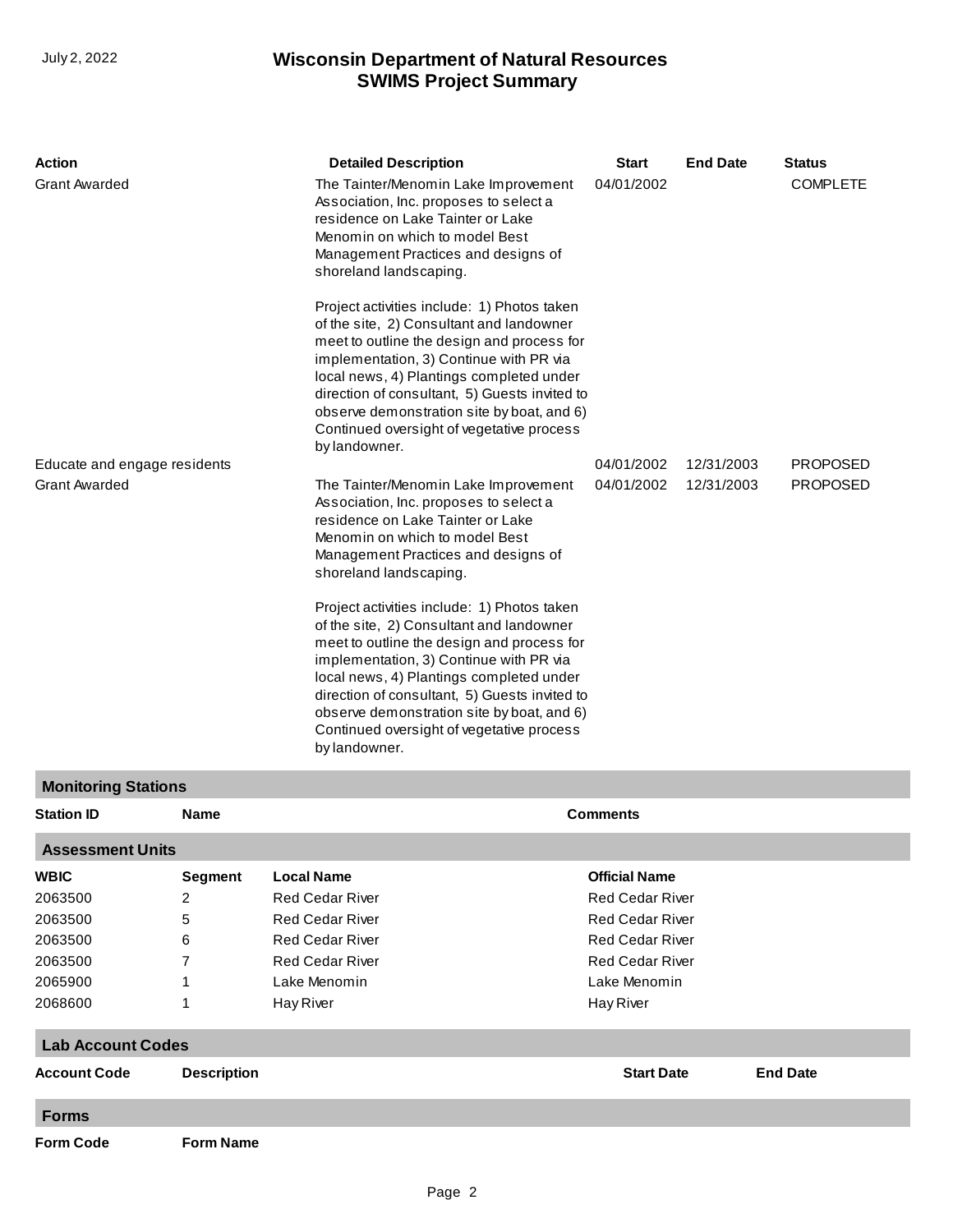| Action | Detailed Description | Start | End Date | Status |
|---|---|---|---|---|
| Grant Awarded | The Tainter/Menomin Lake Improvement Association, Inc. proposes to select a residence on Lake Tainter or Lake Menomin on which to model Best Management Practices and designs of shoreland landscaping.<br><br>Project activities include: 1) Photos taken of the site, 2) Consultant and landowner meet to outline the design and process for implementation, 3) Continue with PR via local news, 4) Plantings completed under direction of consultant, 5) Guests invited to observe demonstration site by boat, and 6) Continued oversight of vegetative process by landowner. | 04/01/2002 | | COMPLETE |
| Educate and engage residents | | 04/01/2002 | 12/31/2003 | PROPOSED |
| Grant Awarded | The Tainter/Menomin Lake Improvement Association, Inc. proposes to select a residence on Lake Tainter or Lake Menomin on which to model Best Management Practices and designs of shoreland landscaping.<br><br>Project activities include: 1) Photos taken of the site, 2) Consultant and landowner meet to outline the design and process for implementation, 3) Continue with PR via local news, 4) Plantings completed under direction of consultant, 5) Guests invited to observe demonstration site by boat, and 6) Continued oversight of vegetative process by landowner. | 04/01/2002 | 12/31/2003 | PROPOSED |

## Monitoring Stations

| Station ID | Name | Comments |
|---|---|---|

## Assessment Units

| WBIC | Segment | Local Name | Official Name |
|---|---|---|---|
| 2063500 | 2 | Red Cedar River | Red Cedar River |
| 2063500 | 5 | Red Cedar River | Red Cedar River |
| 2063500 | 6 | Red Cedar River | Red Cedar River |
| 2063500 | 7 | Red Cedar River | Red Cedar River |
| 2065900 | 1 | Lake Menomin | Lake Menomin |
| 2068600 | 1 | Hay River | Hay River |

## Lab Account Codes

| Account Code | Description | Start Date | End Date |
|---|---|---|---|

## Forms

| Form Code | Form Name |
|---|---|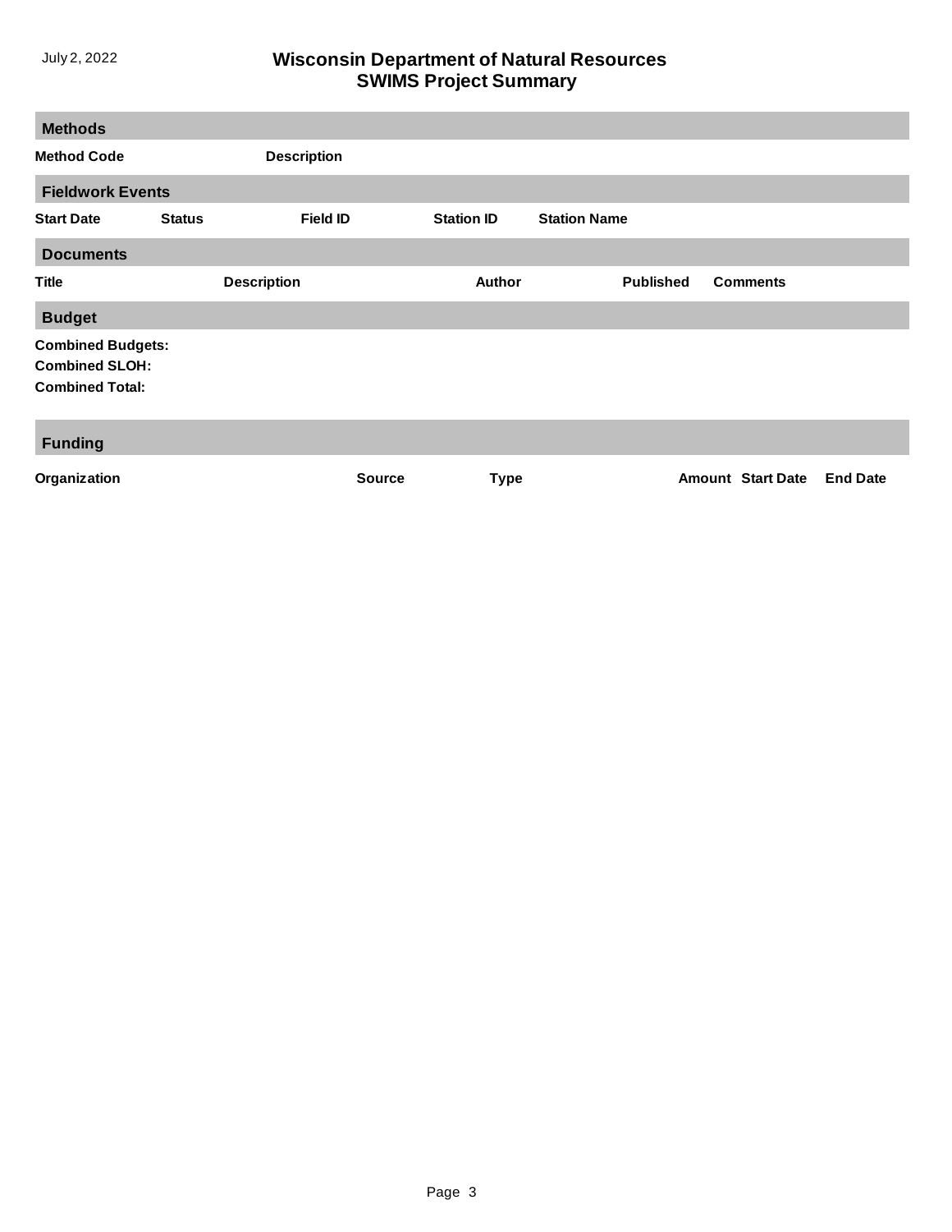## Methods

| Method Code | Description |
|---|---|

## Fieldwork Events

| Start Date | Status | Field ID | Station ID | Station Name |
|---|---|---|---|---|

## Documents

| Title | Description | Author | Published | Comments |
|---|---|---|---|---|

## Budget

**Combined Budgets:**
**Combined SLOH:**
**Combined Total:**

## Funding

| Organization | Source | Type | Amount | Start Date | End Date |
|---|---|---|---|---|---|